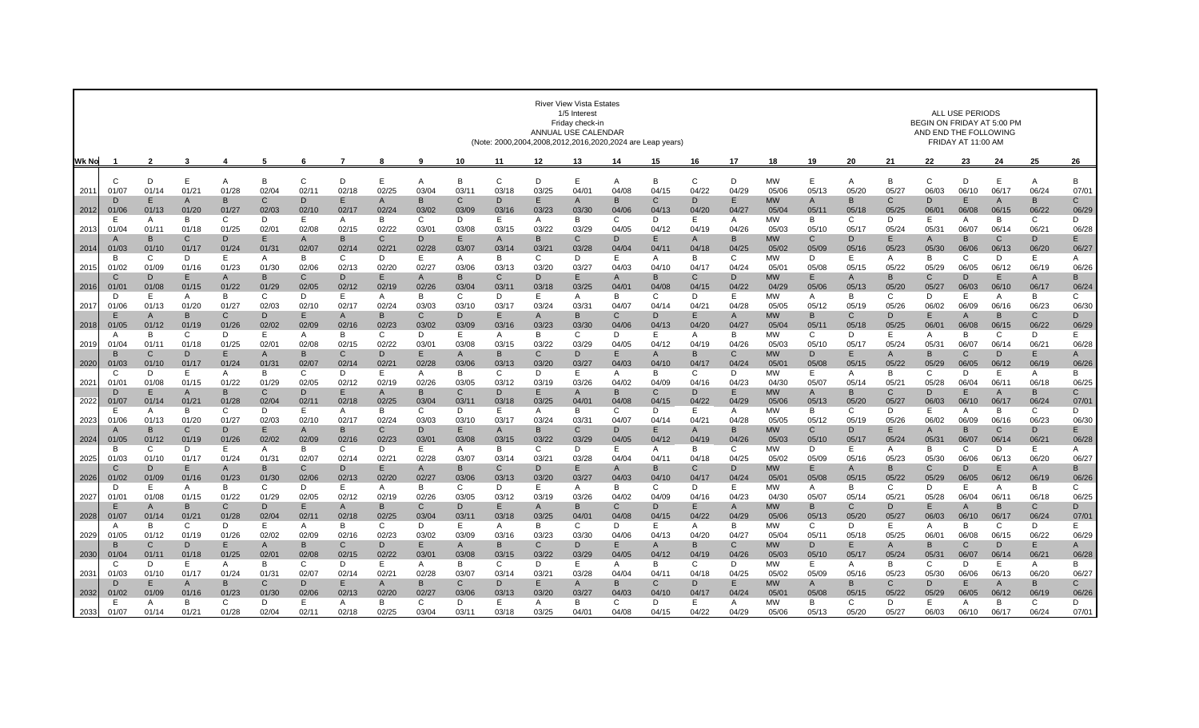# River View Vista Estates

1/5 Interest
Friday check-in
ANNUAL USE CALENDAR
(Note: 2000,2004,2008,2012,2016,2020,2024 are Leap years)

ALL USE PERIODS
BEGIN ON FRIDAY AT 5:00 PM
AND END THE FOLLOWING
FRIDAY AT 11:00 AM

| Wk No | 1 | 2 | 3 | 4 | 5 | 6 | 7 | 8 | 9 | 10 | 11 | 12 | 13 | 14 | 15 | 16 | 17 | 18 | 19 | 20 | 21 | 22 | 23 | 24 | 25 | 26 |
|---|---|---|---|---|---|---|---|---|---|---|---|---|---|---|---|---|---|---|---|---|---|---|---|---|---|---|
| 2011 | C 01/07 | D 01/14 | E 01/21 | A 01/28 | B 02/04 | C 02/11 | D 02/18 | E 02/25 | A 03/04 | B 03/11 | C 03/18 | D 03/25 | E 04/01 | A 04/08 | B 04/15 | C 04/22 | D 04/29 | MW 05/06 | E 05/13 | A 05/20 | B 05/27 | C 06/03 | D 06/10 | E 06/17 | A 06/24 | B 07/01 |
| 2012 | D 01/06 | E 01/13 | A 01/20 | B 01/27 | C 02/03 | D 02/10 | E 02/17 | A 02/24 | B 03/02 | C 03/09 | D 03/16 | E 03/23 | A 03/30 | B 04/06 | C 04/13 | D 04/20 | E 04/27 | MW 05/04 | A 05/11 | B 05/18 | C 05/25 | D 06/01 | E 06/08 | A 06/15 | B 06/22 | C 06/29 |
| 2013 | E 01/04 | A 01/11 | B 01/18 | C 01/25 | D 02/01 | E 02/08 | A 02/15 | B 02/22 | C 03/01 | D 03/08 | E 03/15 | A 03/22 | B 03/29 | C 04/05 | D 04/12 | E 04/19 | A 04/26 | MW 05/03 | B 05/10 | C 05/17 | D 05/24 | E 05/31 | A 06/07 | B 06/14 | C 06/21 | D 06/28 |
| 2014 | A 01/03 | B 01/10 | C 01/17 | D 01/24 | E 01/31 | A 02/07 | B 02/14 | C 02/21 | D 02/28 | E 03/07 | A 03/14 | B 03/21 | C 03/28 | D 04/04 | E 04/11 | A 04/18 | B 04/25 | MW 05/02 | C 05/09 | D 05/16 | E 05/23 | A 05/30 | B 06/06 | C 06/13 | D 06/20 | E 06/27 |
| 2015 | B 01/02 | C 01/09 | D 01/16 | E 01/23 | A 01/30 | B 02/06 | C 02/13 | D 02/20 | E 02/27 | A 03/06 | B 03/13 | C 03/20 | D 03/27 | E 04/03 | A 04/10 | B 04/17 | C 04/24 | MW 05/01 | D 05/08 | E 05/15 | A 05/22 | B 05/29 | C 06/05 | D 06/12 | E 06/19 | A 06/26 |
| 2016 | C 01/01 | D 01/08 | E 01/15 | A 01/22 | B 01/29 | C 02/05 | D 02/12 | E 02/19 | A 02/26 | B 03/04 | C 03/11 | D 03/18 | E 03/25 | A 04/01 | B 04/08 | C 04/15 | D 04/22 | MW 04/29 | E 05/06 | A 05/13 | B 05/20 | C 05/27 | D 06/03 | E 06/10 | A 06/17 | B 06/24 |
| 2017 | D 01/06 | E 01/13 | A 01/20 | B 01/27 | C 02/03 | D 02/10 | E 02/17 | A 02/24 | B 03/03 | C 03/10 | D 03/17 | E 03/24 | A 03/31 | B 04/07 | C 04/14 | D 04/21 | E 04/28 | MW 05/05 | A 05/12 | B 05/19 | C 05/26 | D 06/02 | E 06/09 | A 06/16 | B 06/23 | C 06/30 |
| 2018 | E 01/05 | A 01/12 | B 01/19 | C 01/26 | D 02/02 | E 02/09 | A 02/16 | B 02/23 | C 03/02 | D 03/09 | E 03/16 | A 03/23 | B 03/30 | C 04/06 | D 04/13 | E 04/20 | A 04/27 | MW 05/04 | B 05/11 | C 05/18 | D 05/25 | E 06/01 | A 06/08 | B 06/15 | C 06/22 | D 06/29 |
| 2019 | A 01/04 | B 01/11 | C 01/18 | D 01/25 | E 02/01 | A 02/08 | B 02/15 | C 02/22 | D 03/01 | E 03/08 | A 03/15 | B 03/22 | C 03/29 | D 04/05 | E 04/12 | A 04/19 | B 04/26 | MW 05/03 | C 05/10 | D 05/17 | E 05/24 | A 05/31 | B 06/07 | C 06/14 | D 06/21 | E 06/28 |
| 2020 | B 01/03 | C 01/10 | D 01/17 | E 01/24 | A 01/31 | B 02/07 | C 02/14 | D 02/21 | E 02/28 | A 03/06 | B 03/13 | C 03/20 | D 03/27 | E 04/03 | A 04/10 | B 04/17 | C 04/24 | MW 05/01 | D 05/08 | E 05/15 | A 05/22 | B 05/29 | C 06/05 | D 06/12 | E 06/19 | A 06/26 |
| 2021 | C 01/01 | D 01/08 | E 01/15 | A 01/22 | B 01/29 | C 02/05 | D 02/12 | E 02/19 | A 02/26 | B 03/05 | C 03/12 | D 03/19 | E 03/26 | A 04/02 | B 04/09 | C 04/16 | D 04/23 | MW 04/30 | E 05/07 | A 05/14 | B 05/21 | C 05/28 | D 06/04 | E 06/11 | A 06/18 | B 06/25 |
| 2022 | D 01/07 | E 01/14 | A 01/21 | B 01/28 | C 02/04 | D 02/11 | E 02/18 | A 02/25 | B 03/04 | C 03/11 | D 03/18 | E 03/25 | A 04/01 | B 04/08 | C 04/15 | D 04/22 | E 04/29 | MW 05/06 | A 05/13 | B 05/20 | C 05/27 | D 06/03 | E 06/10 | A 06/17 | B 06/24 | C 07/01 |
| 2023 | E 01/06 | A 01/13 | B 01/20 | C 01/27 | D 02/03 | E 02/10 | A 02/17 | B 02/24 | C 03/03 | D 03/10 | E 03/17 | A 03/24 | B 03/31 | C 04/07 | D 04/14 | E 04/21 | A 04/28 | MW 05/05 | B 05/12 | C 05/19 | D 05/26 | E 06/02 | A 06/09 | B 06/16 | C 06/23 | D 06/30 |
| 2024 | A 01/05 | B 01/12 | C 01/19 | D 01/26 | E 02/02 | A 02/09 | B 02/16 | C 02/23 | D 03/01 | E 03/08 | A 03/15 | B 03/22 | C 03/29 | D 04/05 | E 04/12 | A 04/19 | B 04/26 | MW 05/03 | C 05/10 | D 05/17 | E 05/24 | A 05/31 | B 06/07 | C 06/14 | D 06/21 | E 06/28 |
| 2025 | B 01/03 | C 01/10 | D 01/17 | E 01/24 | A 01/31 | B 02/07 | C 02/14 | D 02/21 | E 02/28 | A 03/07 | B 03/14 | C 03/21 | D 03/28 | E 04/04 | A 04/11 | B 04/18 | C 04/25 | MW 05/02 | D 05/09 | E 05/16 | A 05/23 | B 05/30 | C 06/06 | D 06/13 | E 06/20 | A 06/27 |
| 2026 | C 01/02 | D 01/09 | E 01/16 | A 01/23 | B 01/30 | C 02/06 | D 02/13 | E 02/20 | A 02/27 | B 03/06 | C 03/13 | D 03/20 | E 03/27 | A 04/03 | B 04/10 | C 04/17 | D 04/24 | MW 05/01 | E 05/08 | A 05/15 | B 05/22 | C 05/29 | D 06/05 | E 06/12 | A 06/19 | B 06/26 |
| 2027 | D 01/01 | E 01/08 | A 01/15 | B 01/22 | C 01/29 | D 02/05 | E 02/12 | A 02/19 | B 02/26 | C 03/05 | D 03/12 | E 03/19 | A 03/26 | B 04/02 | C 04/09 | D 04/16 | E 04/23 | MW 04/30 | A 05/07 | B 05/14 | C 05/21 | D 05/28 | E 06/04 | A 06/11 | B 06/18 | C 06/25 |
| 2028 | E 01/07 | A 01/14 | B 01/21 | C 01/28 | D 02/04 | E 02/11 | A 02/18 | B 02/25 | C 03/04 | D 03/11 | E 03/18 | A 03/25 | B 04/01 | C 04/08 | D 04/15 | E 04/22 | A 04/29 | MW 05/06 | B 05/13 | C 05/20 | D 05/27 | E 06/03 | A 06/10 | B 06/17 | C 06/24 | D 07/01 |
| 2029 | A 01/05 | B 01/12 | C 01/19 | D 01/26 | E 02/02 | A 02/09 | B 02/16 | C 02/23 | D 03/02 | E 03/09 | A 03/16 | B 03/23 | C 03/30 | D 04/06 | E 04/13 | A 04/20 | B 04/27 | MW 05/04 | C 05/11 | D 05/18 | E 05/25 | A 06/01 | B 06/08 | C 06/15 | D 06/22 | E 06/29 |
| 2030 | B 01/04 | C 01/11 | D 01/18 | E 01/25 | A 02/01 | B 02/08 | C 02/15 | D 02/22 | E 03/01 | A 03/08 | B 03/15 | C 03/22 | D 03/29 | E 04/05 | A 04/12 | B 04/19 | C 04/26 | MW 05/03 | D 05/10 | E 05/17 | A 05/24 | B 05/31 | C 06/07 | D 06/14 | E 06/21 | A 06/28 |
| 2031 | C 01/03 | D 01/10 | E 01/17 | A 01/24 | B 01/31 | C 02/07 | D 02/14 | E 02/21 | A 02/28 | B 03/07 | C 03/14 | D 03/21 | E 03/28 | A 04/04 | B 04/11 | C 04/18 | D 04/25 | MW 05/02 | E 05/09 | A 05/16 | B 05/23 | C 05/30 | D 06/06 | E 06/13 | A 06/20 | B 06/27 |
| 2032 | D 01/02 | E 01/09 | A 01/16 | B 01/23 | C 01/30 | D 02/06 | E 02/13 | A 02/20 | B 02/27 | C 03/06 | D 03/13 | E 03/20 | A 03/27 | B 04/03 | C 04/10 | D 04/17 | E 04/24 | MW 05/01 | A 05/08 | B 05/15 | C 05/22 | D 05/29 | E 06/05 | A 06/12 | B 06/19 | C 06/26 |
| 2033 | E 01/07 | A 01/14 | B 01/21 | C 01/28 | D 02/04 | E 02/11 | A 02/18 | B 02/25 | C 03/04 | D 03/11 | E 03/18 | A 03/25 | B 04/01 | C 04/08 | D 04/15 | E 04/22 | A 04/29 | MW 05/06 | B 05/13 | C 05/20 | D 05/27 | E 06/03 | A 06/10 | B 06/17 | C 06/24 | D 07/01 |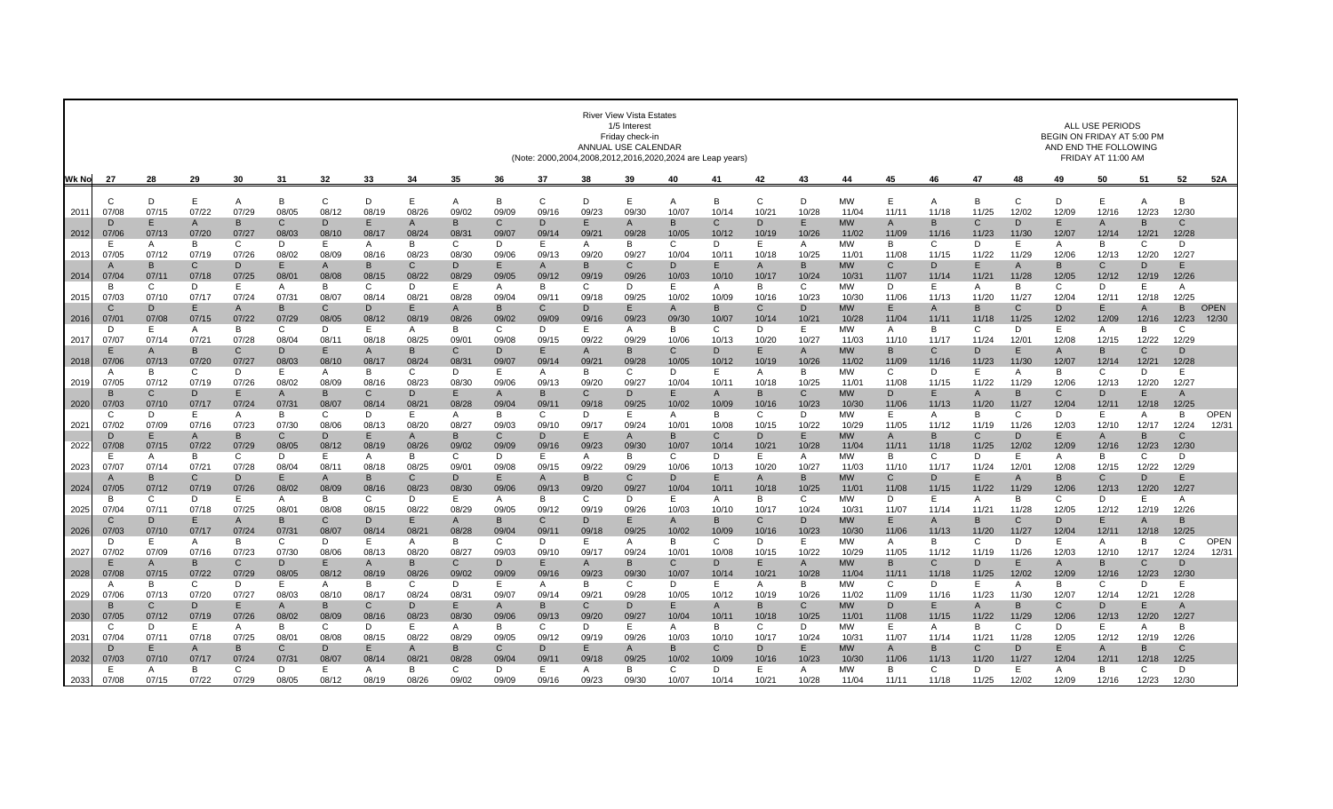River View Vista Estates
1/5 Interest
Friday check-in
ANNUAL USE CALENDAR
(Note: 2000,2004,2008,2012,2016,2020,2024 are Leap years)

ALL USE PERIODS
BEGIN ON FRIDAY AT 5:00 PM
AND END THE FOLLOWING
FRIDAY AT 11:00 AM

| Wk No | 27 | 28 | 29 | 30 | 31 | 32 | 33 | 34 | 35 | 36 | 37 | 38 | 39 | 40 | 41 | 42 | 43 | 44 | 45 | 46 | 47 | 48 | 49 | 50 | 51 | 52 | 52A |
|---|---|---|---|---|---|---|---|---|---|---|---|---|---|---|---|---|---|---|---|---|---|---|---|---|---|---|---|
| 2011 | C 07/08 | D 07/15 | E 07/22 | A 07/29 | B 08/05 | C 08/12 | D 08/19 | E 08/26 | A 09/02 | B 09/09 | C 09/16 | D 09/23 | E 09/30 | A 10/07 | B 10/14 | C 10/21 | D 10/28 | MW 11/04 | E 11/11 | A 11/18 | B 11/25 | C 12/02 | D 12/09 | E 12/16 | A 12/23 | B 12/30 | |
| 2012 | D 07/06 | E 07/13 | A 07/20 | B 07/27 | C 08/03 | D 08/10 | E 08/17 | A 08/24 | B 08/31 | C 09/07 | D 09/14 | E 09/21 | A 09/28 | B 10/05 | C 10/12 | D 10/19 | E 10/26 | MW 11/02 | A 11/09 | B 11/16 | C 11/23 | D 11/30 | E 12/07 | A 12/14 | B 12/21 | C 12/28 | |
| 2013 | E 07/05 | A 07/12 | B 07/19 | C 07/26 | D 08/02 | E 08/09 | A 08/16 | B 08/23 | C 08/30 | D 09/06 | E 09/13 | A 09/20 | B 09/27 | C 10/04 | D 10/11 | E 10/18 | A 10/25 | MW 11/01 | B 11/08 | C 11/15 | D 11/22 | E 11/29 | A 12/06 | B 12/13 | C 12/20 | D 12/27 | |
| 2014 | A 07/04 | B 07/11 | C 07/18 | D 07/25 | E 08/01 | A 08/08 | B 08/15 | C 08/22 | D 08/29 | E 09/05 | A 09/12 | B 09/19 | C 09/26 | D 10/03 | E 10/10 | A 10/17 | B 10/24 | MW 10/31 | C 11/07 | D 11/14 | E 11/21 | A 11/28 | B 12/05 | C 12/12 | D 12/19 | E 12/26 | |
| 2015 | B 07/03 | C 07/10 | D 07/17 | E 07/24 | A 07/31 | B 08/07 | C 08/14 | D 08/21 | E 08/28 | A 09/04 | B 09/11 | C 09/18 | D 09/25 | E 10/02 | A 10/09 | B 10/16 | C 10/23 | MW 10/30 | D 11/06 | E 11/13 | A 11/20 | B 11/27 | C 12/04 | D 12/11 | E 12/18 | A 12/25 | |
| 2016 | C 07/01 | D 07/08 | E 07/15 | A 07/22 | B 07/29 | C 08/05 | D 08/12 | E 08/19 | A 08/26 | B 09/02 | C 09/09 | D 09/16 | E 09/23 | A 09/30 | B 10/07 | C 10/14 | D 10/21 | MW 10/28 | E 11/04 | A 11/11 | B 11/18 | C 11/25 | D 12/02 | E 12/09 | A 12/16 | B 12/23 | OPEN 12/30 |
| 2017 | D 07/07 | E 07/14 | A 07/21 | B 07/28 | C 08/04 | D 08/11 | E 08/18 | A 08/25 | B 09/01 | C 09/08 | D 09/15 | E 09/22 | A 09/29 | B 10/06 | C 10/13 | D 10/20 | E 10/27 | MW 11/03 | A 11/10 | B 11/17 | C 11/24 | D 12/01 | E 12/08 | A 12/15 | B 12/22 | C 12/29 | |
| 2018 | E 07/06 | A 07/13 | B 07/20 | C 07/27 | D 08/03 | E 08/10 | A 08/17 | B 08/24 | C 08/31 | D 09/07 | E 09/14 | A 09/21 | B 09/28 | C 10/05 | D 10/12 | E 10/19 | A 10/26 | MW 11/02 | B 11/09 | C 11/16 | D 11/23 | E 11/30 | A 12/07 | B 12/14 | C 12/21 | D 12/28 | |
| 2019 | A 07/05 | B 07/12 | C 07/19 | D 07/26 | E 08/02 | A 08/09 | B 08/16 | C 08/23 | D 08/30 | E 09/06 | A 09/13 | B 09/20 | C 09/27 | D 10/04 | E 10/11 | A 10/18 | B 10/25 | MW 11/01 | C 11/08 | D 11/15 | E 11/22 | A 11/29 | B 12/06 | C 12/13 | D 12/20 | E 12/27 | |
| 2020 | B 07/03 | C 07/10 | D 07/17 | E 07/24 | A 07/31 | B 08/07 | C 08/14 | D 08/21 | E 08/28 | A 09/04 | B 09/11 | C 09/18 | D 09/25 | E 10/02 | A 10/09 | B 10/16 | C 10/23 | MW 10/30 | D 11/06 | E 11/13 | A 11/20 | B 11/27 | C 12/04 | D 12/11 | E 12/18 | A 12/25 | |
| 2021 | C 07/02 | D 07/09 | E 07/16 | A 07/23 | B 07/30 | C 08/06 | D 08/13 | E 08/20 | A 08/27 | B 09/03 | C 09/10 | D 09/17 | E 09/24 | A 10/01 | B 10/08 | C 10/15 | D 10/22 | MW 10/29 | E 11/05 | A 11/12 | B 11/19 | C 11/26 | D 12/03 | E 12/10 | A 12/17 | B 12/24 | OPEN 12/31 |
| 2022 | D 07/08 | E 07/15 | A 07/22 | B 07/29 | C 08/05 | D 08/12 | E 08/19 | A 08/26 | B 09/02 | C 09/09 | D 09/16 | E 09/23 | A 09/30 | B 10/07 | C 10/14 | D 10/21 | E 10/28 | MW 11/04 | A 11/11 | B 11/18 | C 11/25 | D 12/02 | E 12/09 | A 12/16 | B 12/23 | C 12/30 | |
| 2023 | E 07/07 | A 07/14 | B 07/21 | C 07/28 | D 08/04 | E 08/11 | A 08/18 | B 08/25 | C 09/01 | D 09/08 | E 09/15 | A 09/22 | B 09/29 | C 10/06 | D 10/13 | E 10/20 | A 10/27 | MW 11/03 | B 11/10 | C 11/17 | D 11/24 | E 12/01 | A 12/08 | B 12/15 | C 12/22 | D 12/29 | |
| 2024 | A 07/05 | B 07/12 | C 07/19 | D 07/26 | E 08/02 | A 08/09 | B 08/16 | C 08/23 | D 08/30 | E 09/06 | A 09/13 | B 09/20 | C 09/27 | D 10/04 | E 10/11 | A 10/18 | B 10/25 | MW 11/01 | C 11/08 | D 11/15 | E 11/22 | A 11/29 | B 12/06 | C 12/13 | D 12/20 | E 12/27 | |
| 2025 | B 07/04 | C 07/11 | D 07/18 | E 07/25 | A 08/01 | B 08/08 | C 08/15 | D 08/22 | E 08/29 | A 09/05 | B 09/12 | C 09/19 | D 09/26 | E 10/03 | A 10/10 | B 10/17 | C 10/24 | MW 10/31 | D 11/07 | E 11/14 | A 11/21 | B 11/28 | C 12/05 | D 12/12 | E 12/19 | A 12/26 | |
| 2026 | C 07/03 | D 07/10 | E 07/17 | A 07/24 | B 07/31 | C 08/07 | D 08/14 | E 08/21 | A 08/28 | B 09/04 | C 09/11 | D 09/18 | E 09/25 | A 10/02 | B 10/09 | C 10/16 | D 10/23 | MW 10/30 | E 11/06 | A 11/13 | B 11/20 | C 11/27 | D 12/04 | E 12/11 | A 12/18 | B 12/25 | |
| 2027 | D 07/02 | E 07/09 | A 07/16 | B 07/23 | C 07/30 | D 08/06 | E 08/13 | A 08/20 | B 08/27 | C 09/03 | D 09/10 | E 09/17 | A 09/24 | B 10/01 | C 10/08 | D 10/15 | E 10/22 | MW 10/29 | A 11/05 | B 11/12 | C 11/19 | D 11/26 | E 12/03 | A 12/10 | B 12/17 | C 12/24 | OPEN 12/31 |
| 2028 | E 07/08 | A 07/15 | B 07/22 | C 07/29 | D 08/05 | E 08/12 | A 08/19 | B 08/26 | C 09/02 | D 09/09 | E 09/16 | A 09/23 | B 09/30 | C 10/07 | D 10/14 | E 10/21 | A 10/28 | MW 11/04 | B 11/11 | C 11/18 | D 11/25 | E 12/02 | A 12/09 | B 12/16 | C 12/23 | D 12/30 | |
| 2029 | A 07/06 | B 07/13 | C 07/20 | D 07/27 | E 08/03 | A 08/10 | B 08/17 | C 08/24 | D 08/31 | E 09/07 | A 09/14 | B 09/21 | C 09/28 | D 10/05 | E 10/12 | A 10/19 | B 10/26 | MW 11/02 | C 11/09 | D 11/16 | E 11/23 | A 11/30 | B 12/07 | C 12/14 | D 12/21 | E 12/28 | |
| 2030 | B 07/05 | C 07/12 | D 07/19 | E 07/26 | A 08/02 | B 08/09 | C 08/16 | D 08/23 | E 08/30 | A 09/06 | B 09/13 | C 09/20 | D 09/27 | E 10/04 | A 10/11 | B 10/18 | C 10/25 | MW 11/01 | D 11/08 | E 11/15 | A 11/22 | B 11/29 | C 12/06 | D 12/13 | E 12/20 | A 12/27 | |
| 2031 | C 07/04 | D 07/11 | E 07/18 | A 07/25 | B 08/01 | C 08/08 | D 08/15 | E 08/22 | A 08/29 | B 09/05 | C 09/12 | D 09/19 | E 09/26 | A 10/03 | B 10/10 | C 10/17 | D 10/24 | MW 10/31 | E 11/07 | A 11/14 | B 11/21 | C 11/28 | D 12/05 | E 12/12 | A 12/19 | B 12/26 | |
| 2032 | D 07/03 | E 07/10 | A 07/17 | B 07/24 | C 07/31 | D 08/07 | E 08/14 | A 08/21 | B 08/28 | C 09/04 | D 09/11 | E 09/18 | A 09/25 | B 10/02 | C 10/09 | D 10/16 | E 10/23 | MW 10/30 | A 11/06 | B 11/13 | C 11/20 | D 11/27 | E 12/04 | A 12/11 | B 12/18 | C 12/25 | |
| 2033 | E 07/08 | A 07/15 | B 07/22 | C 07/29 | D 08/05 | E 08/12 | A 08/19 | B 08/26 | C 09/02 | D 09/09 | E 09/16 | A 09/23 | B 09/30 | C 10/07 | D 10/14 | E 10/21 | A 10/28 | MW 11/04 | B 11/11 | C 11/18 | D 11/25 | E 12/02 | A 12/09 | B 12/16 | C 12/23 | D 12/30 | |